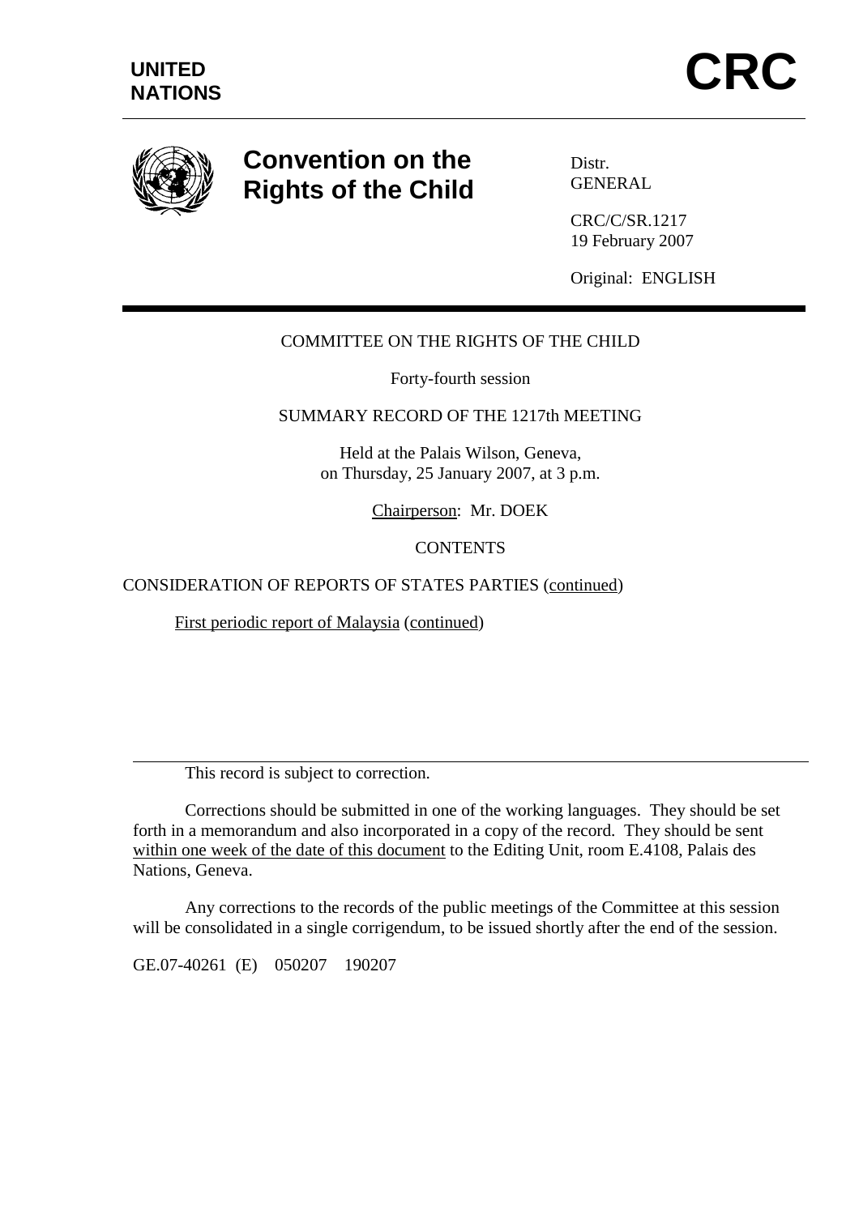**UNITED NATIONS**

# CRC

## Convention on the Rights of the Child

Distr.
GENERAL

CRC/C/SR.1217
19 February 2007

Original: ENGLISH

COMMITTEE ON THE RIGHTS OF THE CHILD

Forty-fourth session

SUMMARY RECORD OF THE 1217th MEETING

Held at the Palais Wilson, Geneva,
on Thursday, 25 January 2007, at 3 p.m.

Chairperson: Mr. DOEK

CONTENTS

CONSIDERATION OF REPORTS OF STATES PARTIES (continued)

First periodic report of Malaysia (continued)

---

This record is subject to correction.

Corrections should be submitted in one of the working languages. They should be set forth in a memorandum and also incorporated in a copy of the record. They should be sent within one week of the date of this document to the Editing Unit, room E.4108, Palais des Nations, Geneva.

Any corrections to the records of the public meetings of the Committee at this session will be consolidated in a single corrigendum, to be issued shortly after the end of the session.

GE.07-40261 (E) 050207 190207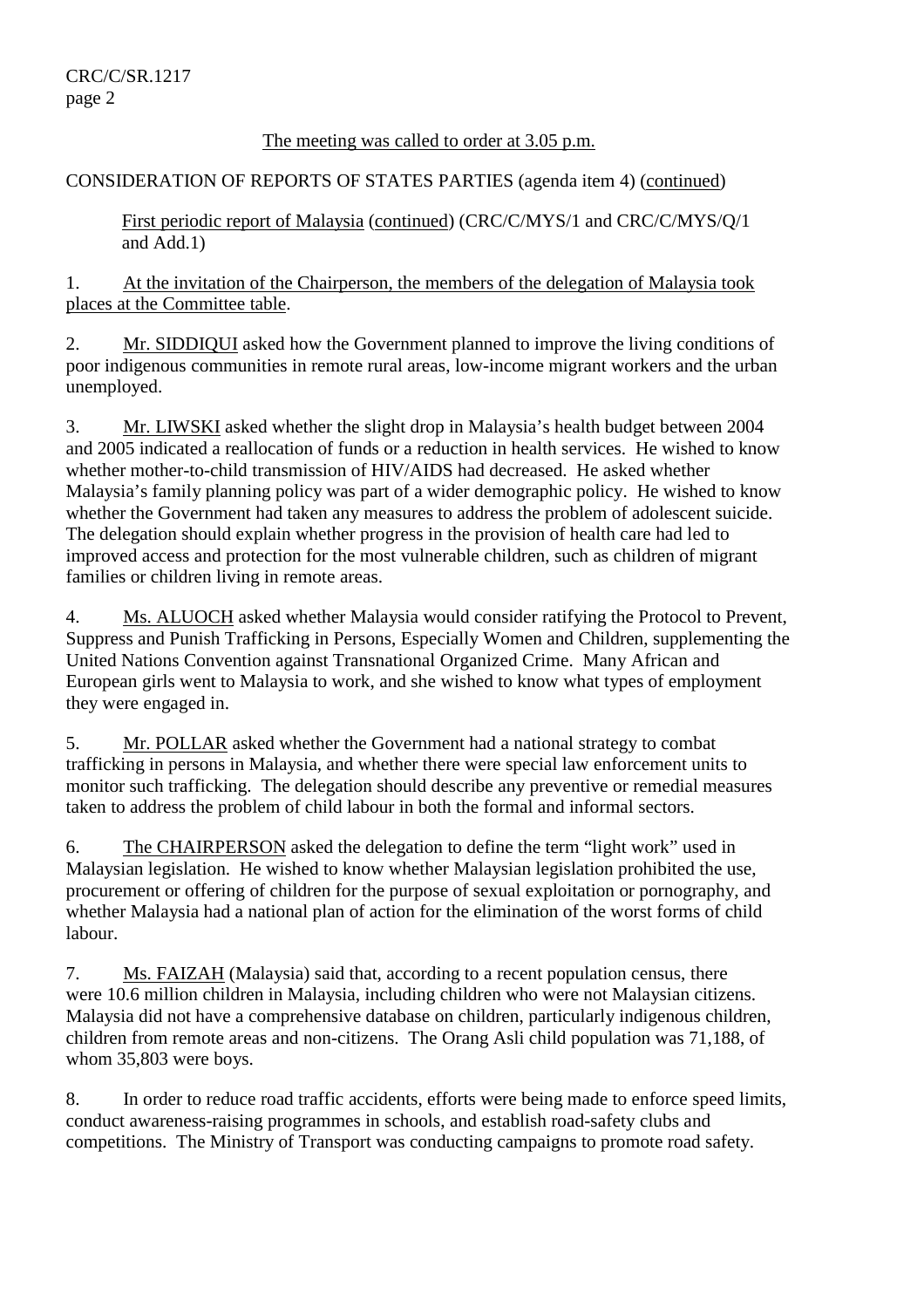The meeting was called to order at 3.05 p.m.

CONSIDERATION OF REPORTS OF STATES PARTIES (agenda item 4) (continued)

First periodic report of Malaysia (continued) (CRC/C/MYS/1 and CRC/C/MYS/Q/1 and Add.1)

1. At the invitation of the Chairperson, the members of the delegation of Malaysia took places at the Committee table.

2. Mr. SIDDIQUI asked how the Government planned to improve the living conditions of poor indigenous communities in remote rural areas, low-income migrant workers and the urban unemployed.

3. Mr. LIWSKI asked whether the slight drop in Malaysia's health budget between 2004 and 2005 indicated a reallocation of funds or a reduction in health services. He wished to know whether mother-to-child transmission of HIV/AIDS had decreased. He asked whether Malaysia's family planning policy was part of a wider demographic policy. He wished to know whether the Government had taken any measures to address the problem of adolescent suicide. The delegation should explain whether progress in the provision of health care had led to improved access and protection for the most vulnerable children, such as children of migrant families or children living in remote areas.

4. Ms. ALUOCH asked whether Malaysia would consider ratifying the Protocol to Prevent, Suppress and Punish Trafficking in Persons, Especially Women and Children, supplementing the United Nations Convention against Transnational Organized Crime. Many African and European girls went to Malaysia to work, and she wished to know what types of employment they were engaged in.

5. Mr. POLLAR asked whether the Government had a national strategy to combat trafficking in persons in Malaysia, and whether there were special law enforcement units to monitor such trafficking. The delegation should describe any preventive or remedial measures taken to address the problem of child labour in both the formal and informal sectors.

6. The CHAIRPERSON asked the delegation to define the term "light work" used in Malaysian legislation. He wished to know whether Malaysian legislation prohibited the use, procurement or offering of children for the purpose of sexual exploitation or pornography, and whether Malaysia had a national plan of action for the elimination of the worst forms of child labour.

7. Ms. FAIZAH (Malaysia) said that, according to a recent population census, there were 10.6 million children in Malaysia, including children who were not Malaysian citizens. Malaysia did not have a comprehensive database on children, particularly indigenous children, children from remote areas and non-citizens. The Orang Asli child population was 71,188, of whom 35,803 were boys.

8. In order to reduce road traffic accidents, efforts were being made to enforce speed limits, conduct awareness-raising programmes in schools, and establish road-safety clubs and competitions. The Ministry of Transport was conducting campaigns to promote road safety.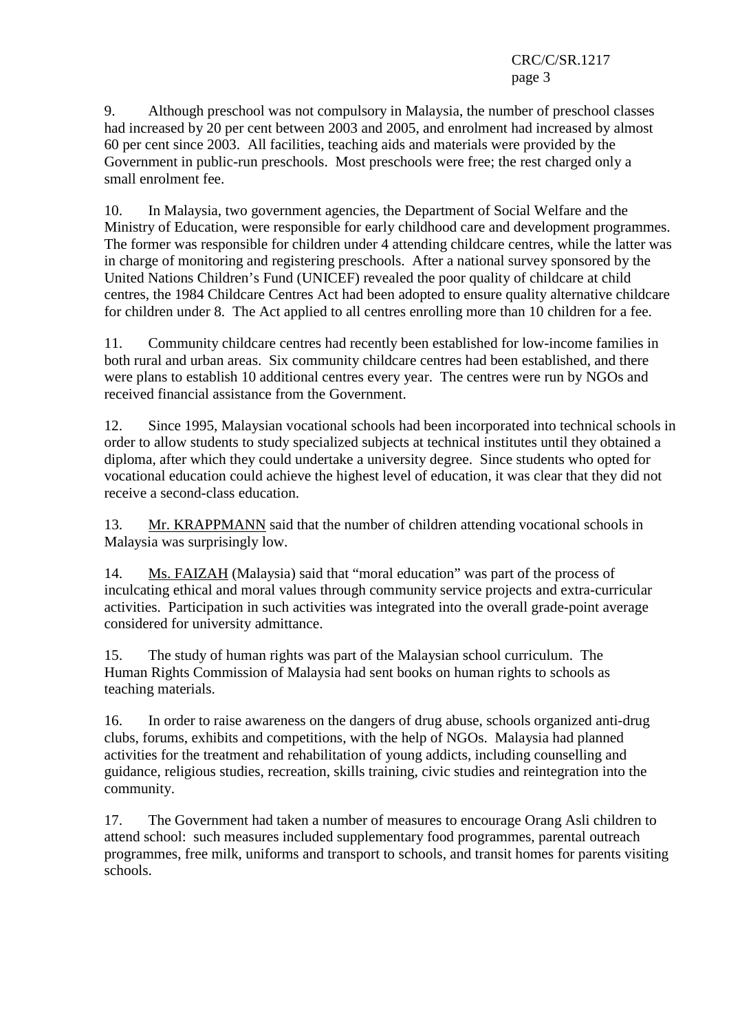9. Although preschool was not compulsory in Malaysia, the number of preschool classes had increased by 20 per cent between 2003 and 2005, and enrolment had increased by almost 60 per cent since 2003. All facilities, teaching aids and materials were provided by the Government in public-run preschools. Most preschools were free; the rest charged only a small enrolment fee.

10. In Malaysia, two government agencies, the Department of Social Welfare and the Ministry of Education, were responsible for early childhood care and development programmes. The former was responsible for children under 4 attending childcare centres, while the latter was in charge of monitoring and registering preschools. After a national survey sponsored by the United Nations Children's Fund (UNICEF) revealed the poor quality of childcare at child centres, the 1984 Childcare Centres Act had been adopted to ensure quality alternative childcare for children under 8. The Act applied to all centres enrolling more than 10 children for a fee.

11. Community childcare centres had recently been established for low-income families in both rural and urban areas. Six community childcare centres had been established, and there were plans to establish 10 additional centres every year. The centres were run by NGOs and received financial assistance from the Government.

12. Since 1995, Malaysian vocational schools had been incorporated into technical schools in order to allow students to study specialized subjects at technical institutes until they obtained a diploma, after which they could undertake a university degree. Since students who opted for vocational education could achieve the highest level of education, it was clear that they did not receive a second-class education.

13. Mr. KRAPPMANN said that the number of children attending vocational schools in Malaysia was surprisingly low.

14. Ms. FAIZAH (Malaysia) said that "moral education" was part of the process of inculcating ethical and moral values through community service projects and extra-curricular activities. Participation in such activities was integrated into the overall grade-point average considered for university admittance.

15. The study of human rights was part of the Malaysian school curriculum. The Human Rights Commission of Malaysia had sent books on human rights to schools as teaching materials.

16. In order to raise awareness on the dangers of drug abuse, schools organized anti-drug clubs, forums, exhibits and competitions, with the help of NGOs. Malaysia had planned activities for the treatment and rehabilitation of young addicts, including counselling and guidance, religious studies, recreation, skills training, civic studies and reintegration into the community.

17. The Government had taken a number of measures to encourage Orang Asli children to attend school: such measures included supplementary food programmes, parental outreach programmes, free milk, uniforms and transport to schools, and transit homes for parents visiting schools.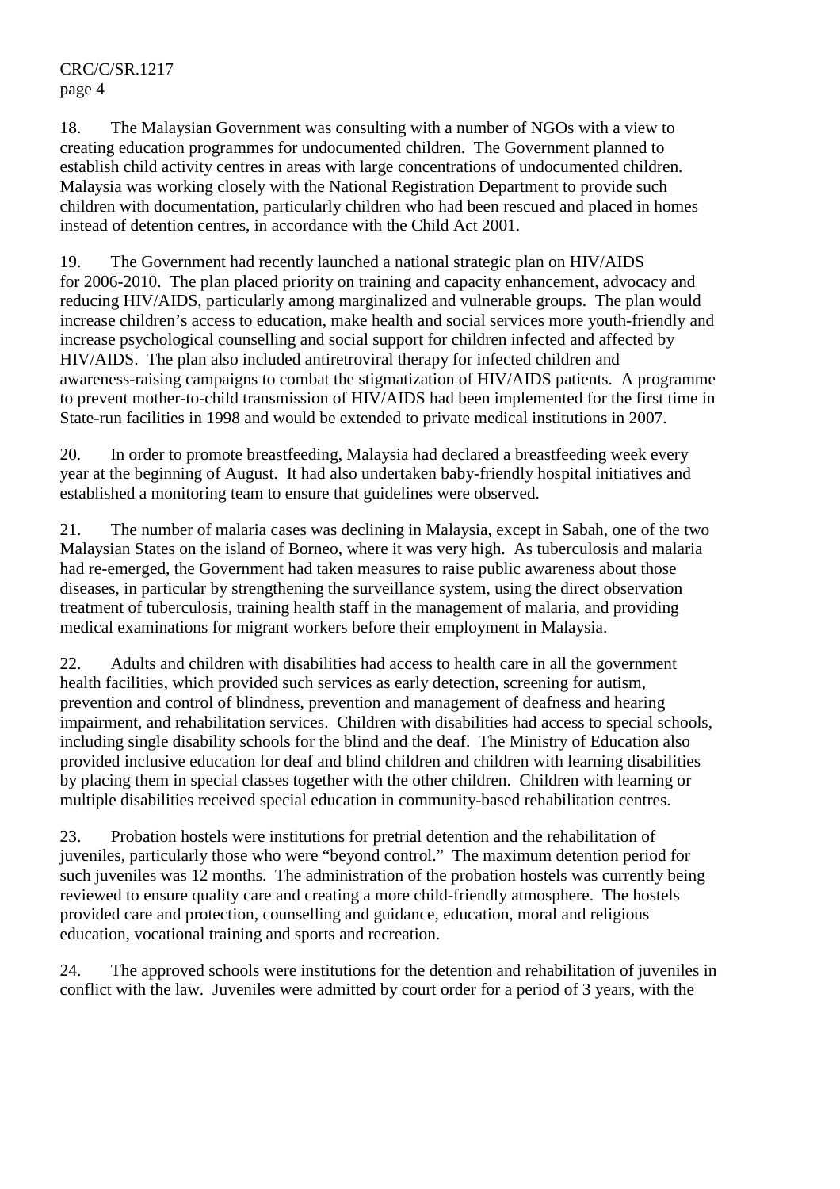18. The Malaysian Government was consulting with a number of NGOs with a view to creating education programmes for undocumented children. The Government planned to establish child activity centres in areas with large concentrations of undocumented children. Malaysia was working closely with the National Registration Department to provide such children with documentation, particularly children who had been rescued and placed in homes instead of detention centres, in accordance with the Child Act 2001.

19. The Government had recently launched a national strategic plan on HIV/AIDS for 2006-2010. The plan placed priority on training and capacity enhancement, advocacy and reducing HIV/AIDS, particularly among marginalized and vulnerable groups. The plan would increase children's access to education, make health and social services more youth-friendly and increase psychological counselling and social support for children infected and affected by HIV/AIDS. The plan also included antiretroviral therapy for infected children and awareness-raising campaigns to combat the stigmatization of HIV/AIDS patients. A programme to prevent mother-to-child transmission of HIV/AIDS had been implemented for the first time in State-run facilities in 1998 and would be extended to private medical institutions in 2007.

20. In order to promote breastfeeding, Malaysia had declared a breastfeeding week every year at the beginning of August. It had also undertaken baby-friendly hospital initiatives and established a monitoring team to ensure that guidelines were observed.

21. The number of malaria cases was declining in Malaysia, except in Sabah, one of the two Malaysian States on the island of Borneo, where it was very high. As tuberculosis and malaria had re-emerged, the Government had taken measures to raise public awareness about those diseases, in particular by strengthening the surveillance system, using the direct observation treatment of tuberculosis, training health staff in the management of malaria, and providing medical examinations for migrant workers before their employment in Malaysia.

22. Adults and children with disabilities had access to health care in all the government health facilities, which provided such services as early detection, screening for autism, prevention and control of blindness, prevention and management of deafness and hearing impairment, and rehabilitation services. Children with disabilities had access to special schools, including single disability schools for the blind and the deaf. The Ministry of Education also provided inclusive education for deaf and blind children and children with learning disabilities by placing them in special classes together with the other children. Children with learning or multiple disabilities received special education in community-based rehabilitation centres.

23. Probation hostels were institutions for pretrial detention and the rehabilitation of juveniles, particularly those who were "beyond control." The maximum detention period for such juveniles was 12 months. The administration of the probation hostels was currently being reviewed to ensure quality care and creating a more child-friendly atmosphere. The hostels provided care and protection, counselling and guidance, education, moral and religious education, vocational training and sports and recreation.

24. The approved schools were institutions for the detention and rehabilitation of juveniles in conflict with the law. Juveniles were admitted by court order for a period of 3 years, with the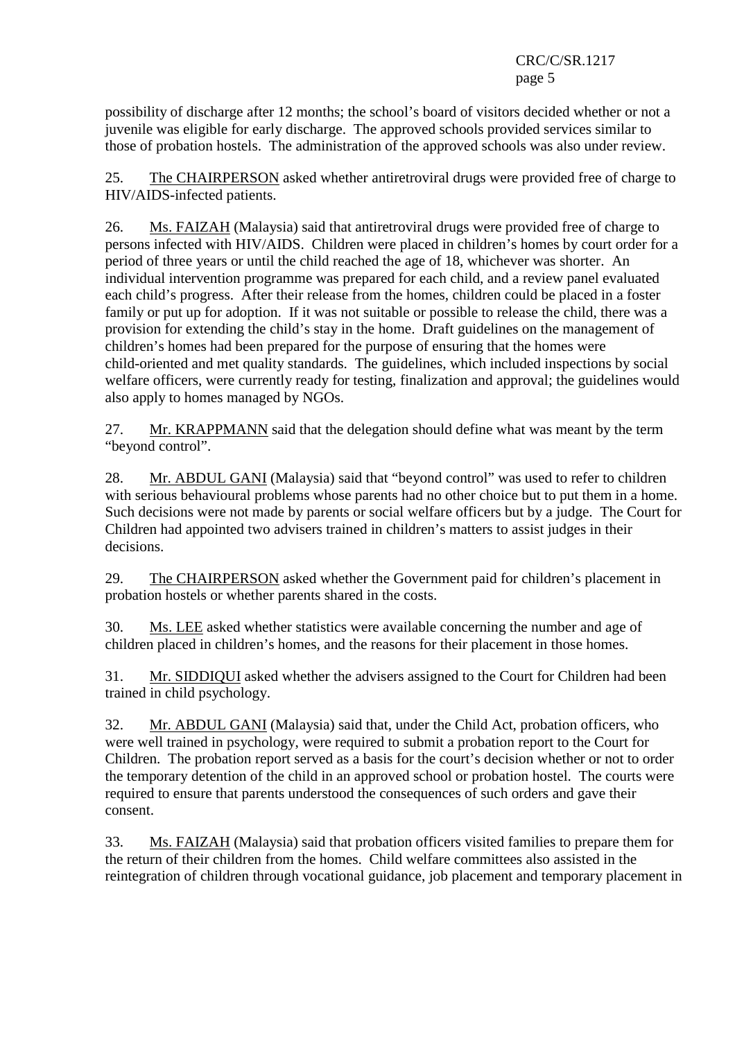possibility of discharge after 12 months; the school's board of visitors decided whether or not a juvenile was eligible for early discharge. The approved schools provided services similar to those of probation hostels. The administration of the approved schools was also under review.

25. The CHAIRPERSON asked whether antiretroviral drugs were provided free of charge to HIV/AIDS-infected patients.

26. Ms. FAIZAH (Malaysia) said that antiretroviral drugs were provided free of charge to persons infected with HIV/AIDS. Children were placed in children's homes by court order for a period of three years or until the child reached the age of 18, whichever was shorter. An individual intervention programme was prepared for each child, and a review panel evaluated each child's progress. After their release from the homes, children could be placed in a foster family or put up for adoption. If it was not suitable or possible to release the child, there was a provision for extending the child's stay in the home. Draft guidelines on the management of children's homes had been prepared for the purpose of ensuring that the homes were child-oriented and met quality standards. The guidelines, which included inspections by social welfare officers, were currently ready for testing, finalization and approval; the guidelines would also apply to homes managed by NGOs.

27. Mr. KRAPPMANN said that the delegation should define what was meant by the term "beyond control".

28. Mr. ABDUL GANI (Malaysia) said that "beyond control" was used to refer to children with serious behavioural problems whose parents had no other choice but to put them in a home. Such decisions were not made by parents or social welfare officers but by a judge. The Court for Children had appointed two advisers trained in children's matters to assist judges in their decisions.

29. The CHAIRPERSON asked whether the Government paid for children's placement in probation hostels or whether parents shared in the costs.

30. Ms. LEE asked whether statistics were available concerning the number and age of children placed in children's homes, and the reasons for their placement in those homes.

31. Mr. SIDDIQUI asked whether the advisers assigned to the Court for Children had been trained in child psychology.

32. Mr. ABDUL GANI (Malaysia) said that, under the Child Act, probation officers, who were well trained in psychology, were required to submit a probation report to the Court for Children. The probation report served as a basis for the court's decision whether or not to order the temporary detention of the child in an approved school or probation hostel. The courts were required to ensure that parents understood the consequences of such orders and gave their consent.

33. Ms. FAIZAH (Malaysia) said that probation officers visited families to prepare them for the return of their children from the homes. Child welfare committees also assisted in the reintegration of children through vocational guidance, job placement and temporary placement in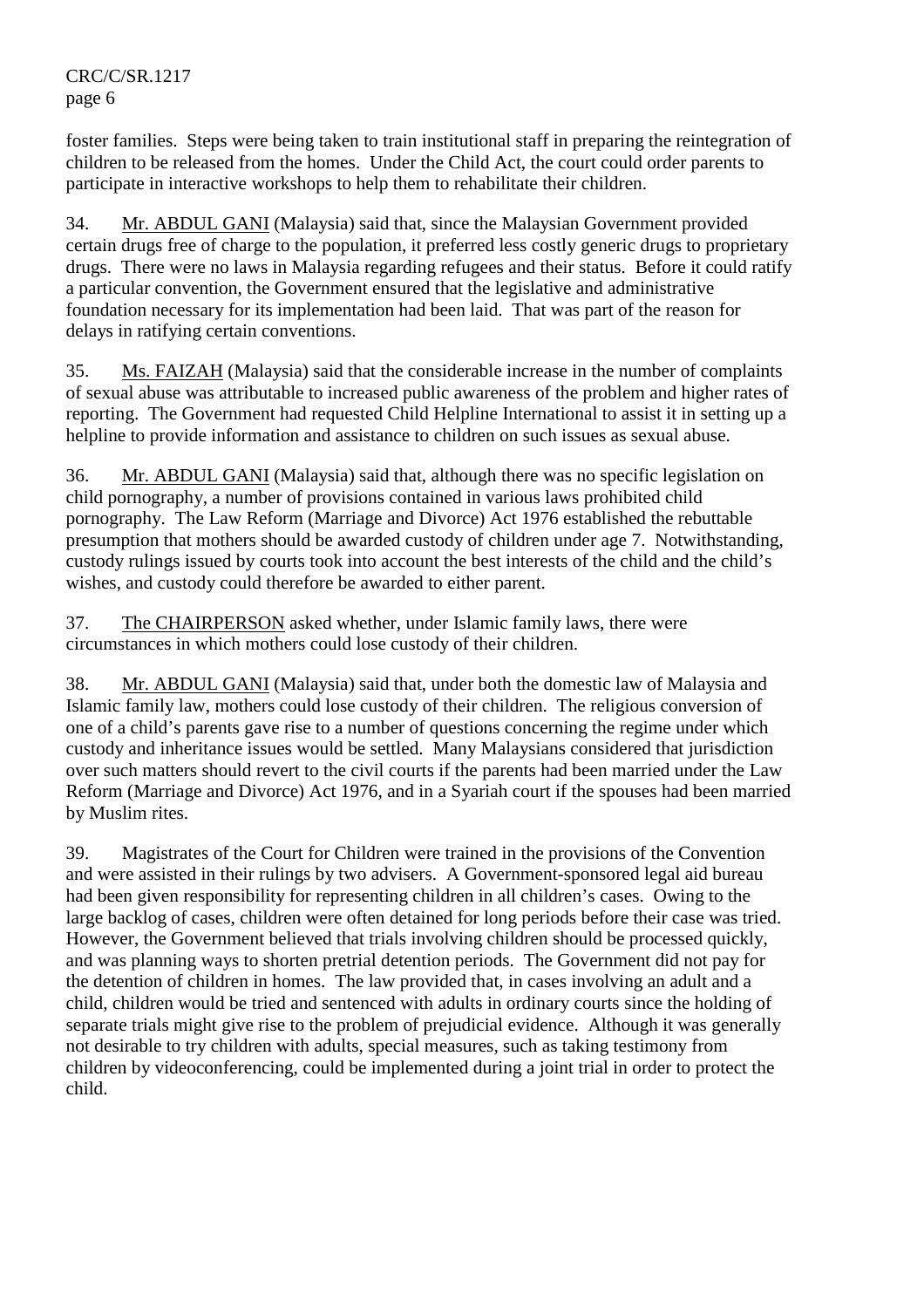foster families. Steps were being taken to train institutional staff in preparing the reintegration of children to be released from the homes. Under the Child Act, the court could order parents to participate in interactive workshops to help them to rehabilitate their children.

34. Mr. ABDUL GANI (Malaysia) said that, since the Malaysian Government provided certain drugs free of charge to the population, it preferred less costly generic drugs to proprietary drugs. There were no laws in Malaysia regarding refugees and their status. Before it could ratify a particular convention, the Government ensured that the legislative and administrative foundation necessary for its implementation had been laid. That was part of the reason for delays in ratifying certain conventions.

35. Ms. FAIZAH (Malaysia) said that the considerable increase in the number of complaints of sexual abuse was attributable to increased public awareness of the problem and higher rates of reporting. The Government had requested Child Helpline International to assist it in setting up a helpline to provide information and assistance to children on such issues as sexual abuse.

36. Mr. ABDUL GANI (Malaysia) said that, although there was no specific legislation on child pornography, a number of provisions contained in various laws prohibited child pornography. The Law Reform (Marriage and Divorce) Act 1976 established the rebuttable presumption that mothers should be awarded custody of children under age 7. Notwithstanding, custody rulings issued by courts took into account the best interests of the child and the child's wishes, and custody could therefore be awarded to either parent.

37. The CHAIRPERSON asked whether, under Islamic family laws, there were circumstances in which mothers could lose custody of their children.

38. Mr. ABDUL GANI (Malaysia) said that, under both the domestic law of Malaysia and Islamic family law, mothers could lose custody of their children. The religious conversion of one of a child's parents gave rise to a number of questions concerning the regime under which custody and inheritance issues would be settled. Many Malaysians considered that jurisdiction over such matters should revert to the civil courts if the parents had been married under the Law Reform (Marriage and Divorce) Act 1976, and in a Syariah court if the spouses had been married by Muslim rites.

39. Magistrates of the Court for Children were trained in the provisions of the Convention and were assisted in their rulings by two advisers. A Government-sponsored legal aid bureau had been given responsibility for representing children in all children's cases. Owing to the large backlog of cases, children were often detained for long periods before their case was tried. However, the Government believed that trials involving children should be processed quickly, and was planning ways to shorten pretrial detention periods. The Government did not pay for the detention of children in homes. The law provided that, in cases involving an adult and a child, children would be tried and sentenced with adults in ordinary courts since the holding of separate trials might give rise to the problem of prejudicial evidence. Although it was generally not desirable to try children with adults, special measures, such as taking testimony from children by videoconferencing, could be implemented during a joint trial in order to protect the child.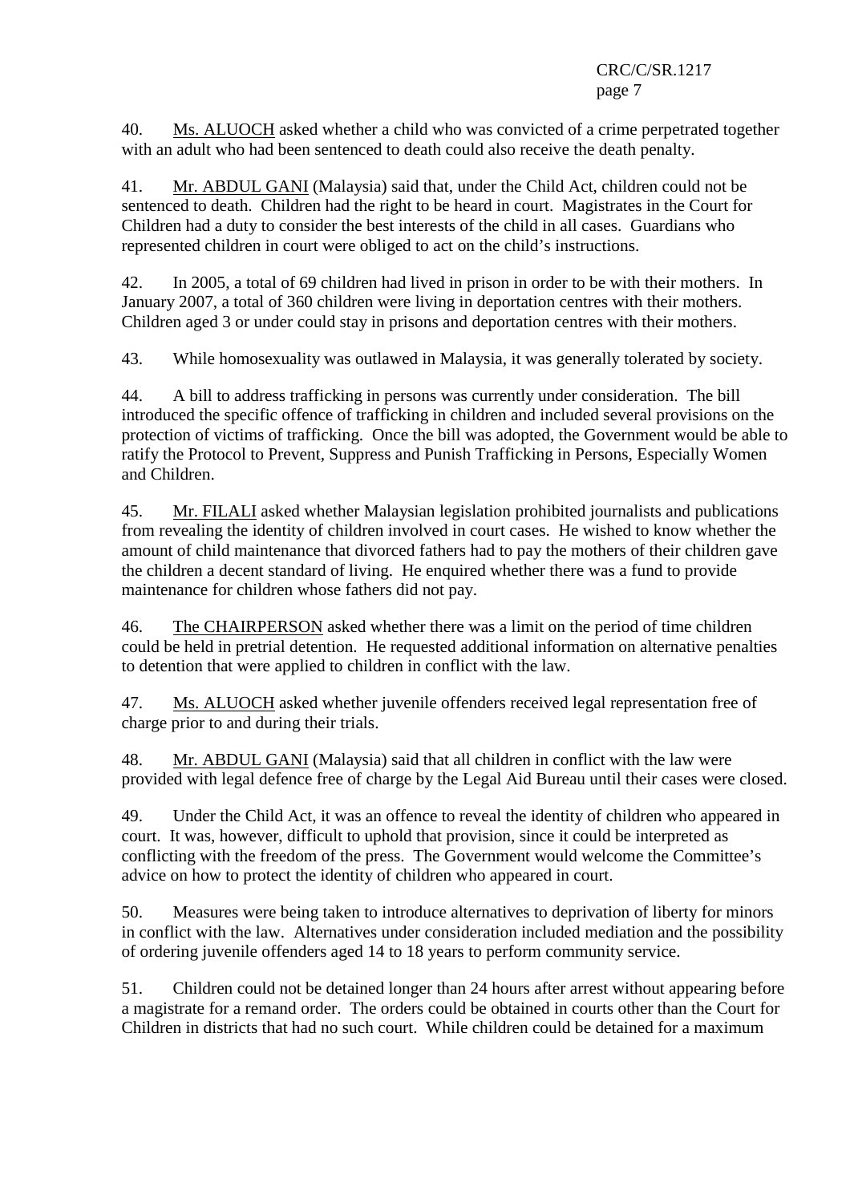40. Ms. ALUOCH asked whether a child who was convicted of a crime perpetrated together with an adult who had been sentenced to death could also receive the death penalty.

41. Mr. ABDUL GANI (Malaysia) said that, under the Child Act, children could not be sentenced to death. Children had the right to be heard in court. Magistrates in the Court for Children had a duty to consider the best interests of the child in all cases. Guardians who represented children in court were obliged to act on the child's instructions.

42. In 2005, a total of 69 children had lived in prison in order to be with their mothers. In January 2007, a total of 360 children were living in deportation centres with their mothers. Children aged 3 or under could stay in prisons and deportation centres with their mothers.

43. While homosexuality was outlawed in Malaysia, it was generally tolerated by society.

44. A bill to address trafficking in persons was currently under consideration. The bill introduced the specific offence of trafficking in children and included several provisions on the protection of victims of trafficking. Once the bill was adopted, the Government would be able to ratify the Protocol to Prevent, Suppress and Punish Trafficking in Persons, Especially Women and Children.

45. Mr. FILALI asked whether Malaysian legislation prohibited journalists and publications from revealing the identity of children involved in court cases. He wished to know whether the amount of child maintenance that divorced fathers had to pay the mothers of their children gave the children a decent standard of living. He enquired whether there was a fund to provide maintenance for children whose fathers did not pay.

46. The CHAIRPERSON asked whether there was a limit on the period of time children could be held in pretrial detention. He requested additional information on alternative penalties to detention that were applied to children in conflict with the law.

47. Ms. ALUOCH asked whether juvenile offenders received legal representation free of charge prior to and during their trials.

48. Mr. ABDUL GANI (Malaysia) said that all children in conflict with the law were provided with legal defence free of charge by the Legal Aid Bureau until their cases were closed.

49. Under the Child Act, it was an offence to reveal the identity of children who appeared in court. It was, however, difficult to uphold that provision, since it could be interpreted as conflicting with the freedom of the press. The Government would welcome the Committee's advice on how to protect the identity of children who appeared in court.

50. Measures were being taken to introduce alternatives to deprivation of liberty for minors in conflict with the law. Alternatives under consideration included mediation and the possibility of ordering juvenile offenders aged 14 to 18 years to perform community service.

51. Children could not be detained longer than 24 hours after arrest without appearing before a magistrate for a remand order. The orders could be obtained in courts other than the Court for Children in districts that had no such court. While children could be detained for a maximum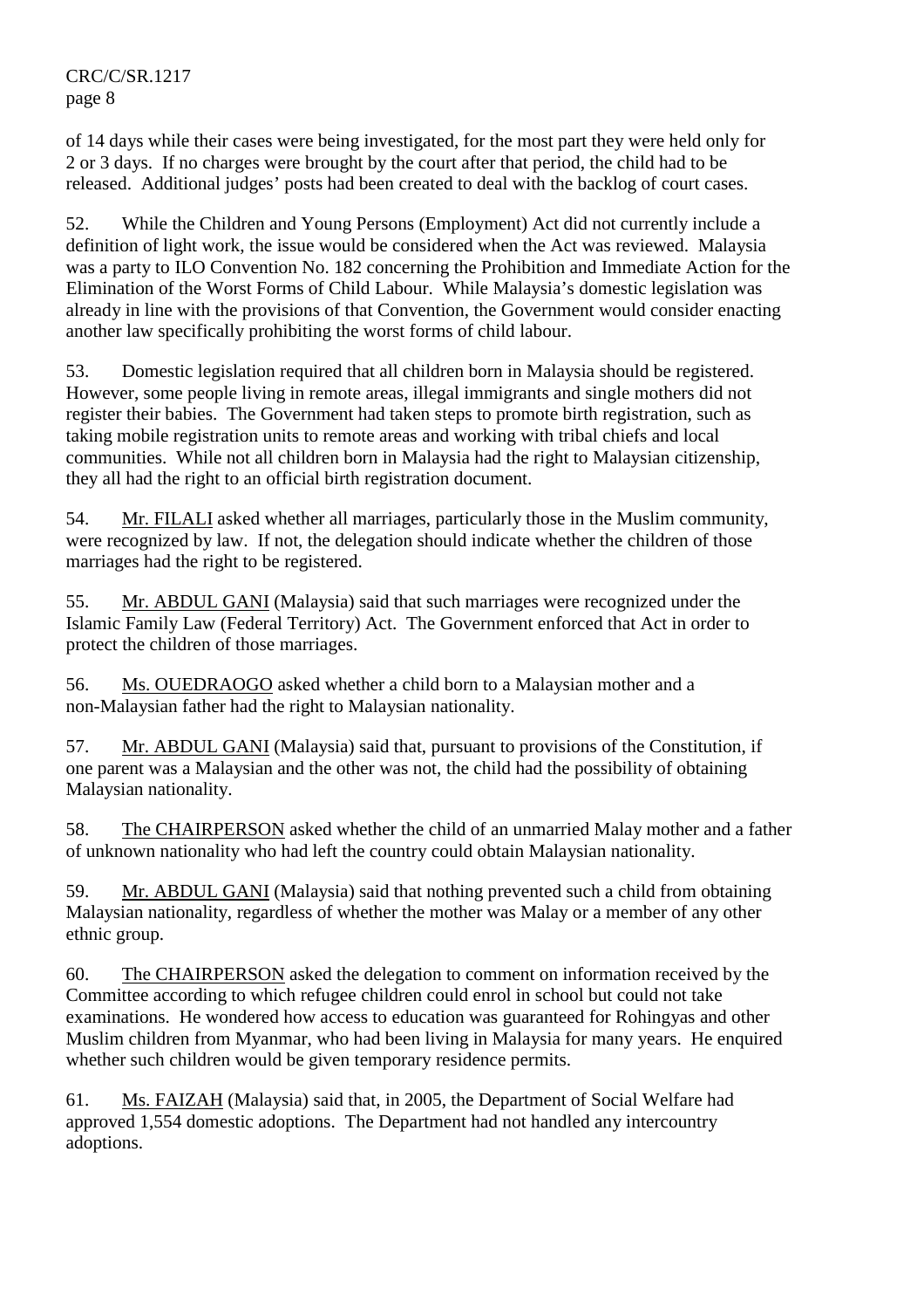of 14 days while their cases were being investigated, for the most part they were held only for 2 or 3 days. If no charges were brought by the court after that period, the child had to be released. Additional judges' posts had been created to deal with the backlog of court cases.

52. While the Children and Young Persons (Employment) Act did not currently include a definition of light work, the issue would be considered when the Act was reviewed. Malaysia was a party to ILO Convention No. 182 concerning the Prohibition and Immediate Action for the Elimination of the Worst Forms of Child Labour. While Malaysia's domestic legislation was already in line with the provisions of that Convention, the Government would consider enacting another law specifically prohibiting the worst forms of child labour.

53. Domestic legislation required that all children born in Malaysia should be registered. However, some people living in remote areas, illegal immigrants and single mothers did not register their babies. The Government had taken steps to promote birth registration, such as taking mobile registration units to remote areas and working with tribal chiefs and local communities. While not all children born in Malaysia had the right to Malaysian citizenship, they all had the right to an official birth registration document.

54. Mr. FILALI asked whether all marriages, particularly those in the Muslim community, were recognized by law. If not, the delegation should indicate whether the children of those marriages had the right to be registered.

55. Mr. ABDUL GANI (Malaysia) said that such marriages were recognized under the Islamic Family Law (Federal Territory) Act. The Government enforced that Act in order to protect the children of those marriages.

56. Ms. OUEDRAOGO asked whether a child born to a Malaysian mother and a non-Malaysian father had the right to Malaysian nationality.

57. Mr. ABDUL GANI (Malaysia) said that, pursuant to provisions of the Constitution, if one parent was a Malaysian and the other was not, the child had the possibility of obtaining Malaysian nationality.

58. The CHAIRPERSON asked whether the child of an unmarried Malay mother and a father of unknown nationality who had left the country could obtain Malaysian nationality.

59. Mr. ABDUL GANI (Malaysia) said that nothing prevented such a child from obtaining Malaysian nationality, regardless of whether the mother was Malay or a member of any other ethnic group.

60. The CHAIRPERSON asked the delegation to comment on information received by the Committee according to which refugee children could enrol in school but could not take examinations. He wondered how access to education was guaranteed for Rohingyas and other Muslim children from Myanmar, who had been living in Malaysia for many years. He enquired whether such children would be given temporary residence permits.

61. Ms. FAIZAH (Malaysia) said that, in 2005, the Department of Social Welfare had approved 1,554 domestic adoptions. The Department had not handled any intercountry adoptions.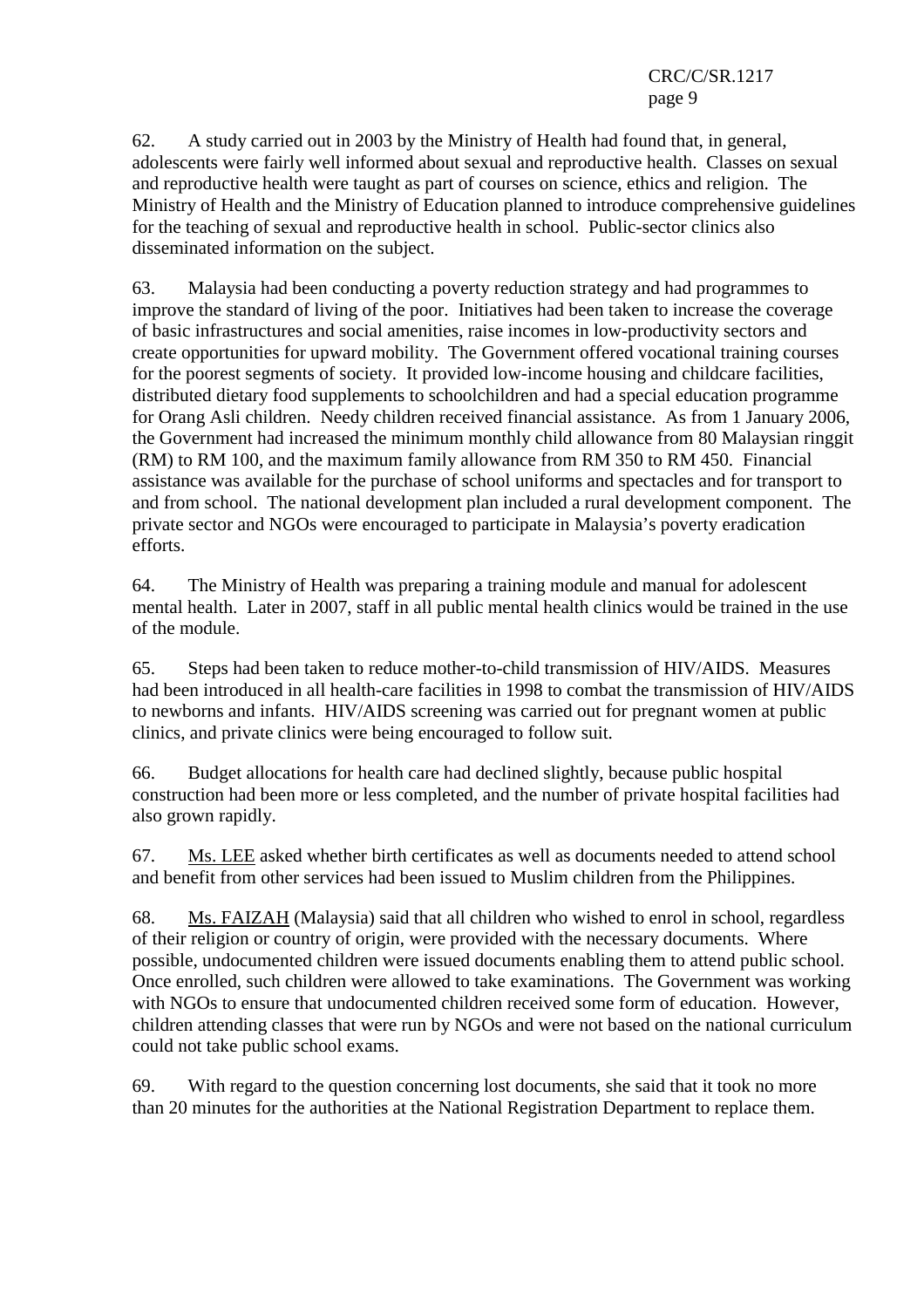62. A study carried out in 2003 by the Ministry of Health had found that, in general, adolescents were fairly well informed about sexual and reproductive health. Classes on sexual and reproductive health were taught as part of courses on science, ethics and religion. The Ministry of Health and the Ministry of Education planned to introduce comprehensive guidelines for the teaching of sexual and reproductive health in school. Public-sector clinics also disseminated information on the subject.

63. Malaysia had been conducting a poverty reduction strategy and had programmes to improve the standard of living of the poor. Initiatives had been taken to increase the coverage of basic infrastructures and social amenities, raise incomes in low-productivity sectors and create opportunities for upward mobility. The Government offered vocational training courses for the poorest segments of society. It provided low-income housing and childcare facilities, distributed dietary food supplements to schoolchildren and had a special education programme for Orang Asli children. Needy children received financial assistance. As from 1 January 2006, the Government had increased the minimum monthly child allowance from 80 Malaysian ringgit (RM) to RM 100, and the maximum family allowance from RM 350 to RM 450. Financial assistance was available for the purchase of school uniforms and spectacles and for transport to and from school. The national development plan included a rural development component. The private sector and NGOs were encouraged to participate in Malaysia's poverty eradication efforts.

64. The Ministry of Health was preparing a training module and manual for adolescent mental health. Later in 2007, staff in all public mental health clinics would be trained in the use of the module.

65. Steps had been taken to reduce mother-to-child transmission of HIV/AIDS. Measures had been introduced in all health-care facilities in 1998 to combat the transmission of HIV/AIDS to newborns and infants. HIV/AIDS screening was carried out for pregnant women at public clinics, and private clinics were being encouraged to follow suit.

66. Budget allocations for health care had declined slightly, because public hospital construction had been more or less completed, and the number of private hospital facilities had also grown rapidly.

67. Ms. LEE asked whether birth certificates as well as documents needed to attend school and benefit from other services had been issued to Muslim children from the Philippines.

68. Ms. FAIZAH (Malaysia) said that all children who wished to enrol in school, regardless of their religion or country of origin, were provided with the necessary documents. Where possible, undocumented children were issued documents enabling them to attend public school. Once enrolled, such children were allowed to take examinations. The Government was working with NGOs to ensure that undocumented children received some form of education. However, children attending classes that were run by NGOs and were not based on the national curriculum could not take public school exams.

69. With regard to the question concerning lost documents, she said that it took no more than 20 minutes for the authorities at the National Registration Department to replace them.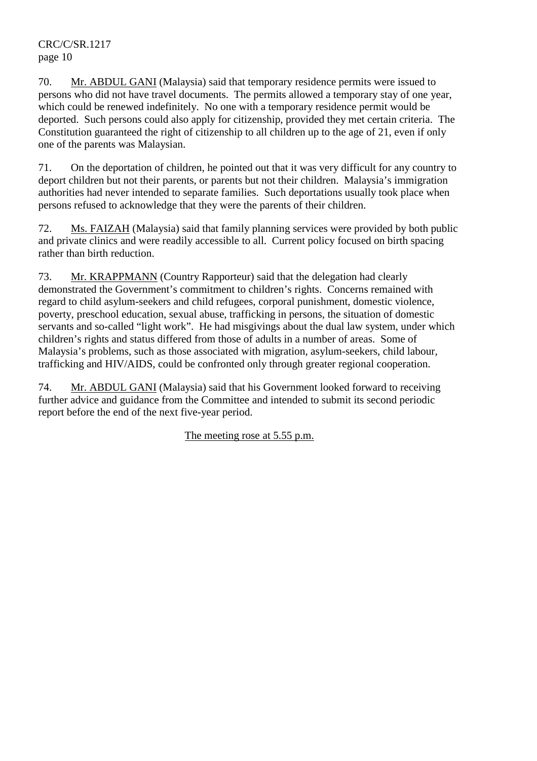70. Mr. ABDUL GANI (Malaysia) said that temporary residence permits were issued to persons who did not have travel documents. The permits allowed a temporary stay of one year, which could be renewed indefinitely. No one with a temporary residence permit would be deported. Such persons could also apply for citizenship, provided they met certain criteria. The Constitution guaranteed the right of citizenship to all children up to the age of 21, even if only one of the parents was Malaysian.

71. On the deportation of children, he pointed out that it was very difficult for any country to deport children but not their parents, or parents but not their children. Malaysia's immigration authorities had never intended to separate families. Such deportations usually took place when persons refused to acknowledge that they were the parents of their children.

72. Ms. FAIZAH (Malaysia) said that family planning services were provided by both public and private clinics and were readily accessible to all. Current policy focused on birth spacing rather than birth reduction.

73. Mr. KRAPPMANN (Country Rapporteur) said that the delegation had clearly demonstrated the Government's commitment to children's rights. Concerns remained with regard to child asylum-seekers and child refugees, corporal punishment, domestic violence, poverty, preschool education, sexual abuse, trafficking in persons, the situation of domestic servants and so-called "light work". He had misgivings about the dual law system, under which children's rights and status differed from those of adults in a number of areas. Some of Malaysia's problems, such as those associated with migration, asylum-seekers, child labour, trafficking and HIV/AIDS, could be confronted only through greater regional cooperation.

74. Mr. ABDUL GANI (Malaysia) said that his Government looked forward to receiving further advice and guidance from the Committee and intended to submit its second periodic report before the end of the next five-year period.

The meeting rose at 5.55 p.m.